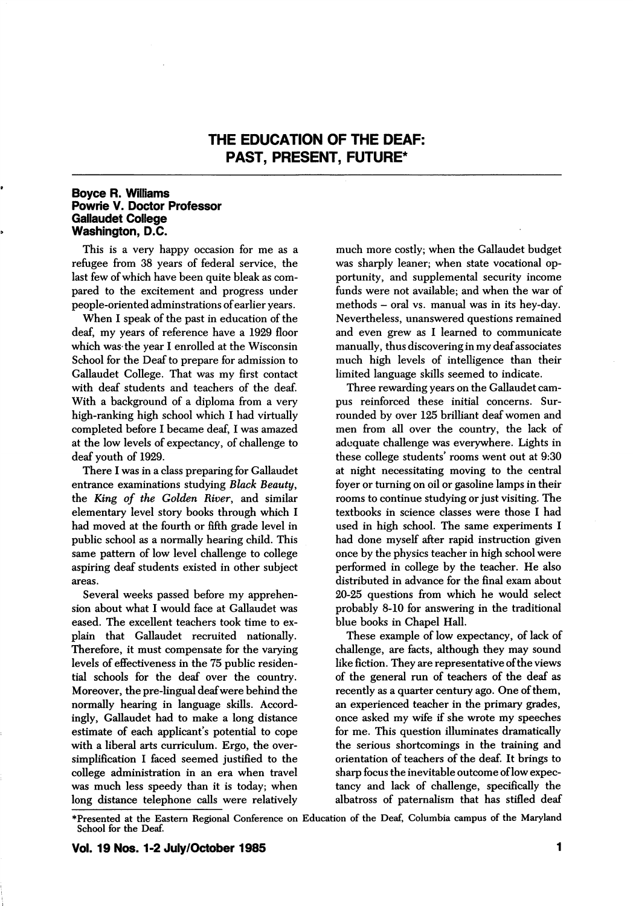# THE EDUCATION OF THE DEAF: PAST, PRESENT, FUTURE*

**Boyce R. Williams**
**Powrie V. Doctor Professor**
**Gallaudet College**
**Washington, D.C.**

This is a very happy occasion for me as a refugee from 38 years of federal service, the last few of which have been quite bleak as compared to the excitement and progress under people-oriented adminstrations of earlier years.

When I speak of the past in education of the deaf, my years of reference have a 1929 floor which was the year I enrolled at the Wisconsin School for the Deaf to prepare for admission to Gallaudet College. That was my first contact with deaf students and teachers of the deaf. With a background of a diploma from a very high-ranking high school which I had virtually completed before I became deaf, I was amazed at the low levels of expectancy, of challenge to deaf youth of 1929.

There I was in a class preparing for Gallaudet entrance examinations studying *Black Beauty*, the *King of the Golden River*, and similar elementary level story books through which I had moved at the fourth or fifth grade level in public school as a normally hearing child. This same pattern of low level challenge to college aspiring deaf students existed in other subject areas.

Several weeks passed before my apprehension about what I would face at Gallaudet was eased. The excellent teachers took time to explain that Gallaudet recruited nationally. Therefore, it must compensate for the varying levels of effectiveness in the 75 public residential schools for the deaf over the country. Moreover, the pre-lingual deaf were behind the normally hearing in language skills. Accordingly, Gallaudet had to make a long distance estimate of each applicant's potential to cope with a liberal arts curriculum. Ergo, the oversimplification I faced seemed justified to the college administration in an era when travel was much less speedy than it is today; when long distance telephone calls were relatively much more costly; when the Gallaudet budget was sharply leaner; when state vocational opportunity, and supplemental security income funds were not available; and when the war of methods – oral vs. manual was in its hey-day. Nevertheless, unanswered questions remained and even grew as I learned to communicate manually, thus discovering in my deaf associates much high levels of intelligence than their limited language skills seemed to indicate.

Three rewarding years on the Gallaudet campus reinforced these initial concerns. Surrounded by over 125 brilliant deaf women and men from all over the country, the lack of adequate challenge was everywhere. Lights in these college students' rooms went out at 9:30 at night necessitating moving to the central foyer or turning on oil or gasoline lamps in their rooms to continue studying or just visiting. The textbooks in science classes were those I had used in high school. The same experiments I had done myself after rapid instruction given once by the physics teacher in high school were performed in college by the teacher. He also distributed in advance for the final exam about 20-25 questions from which he would select probably 8-10 for answering in the traditional blue books in Chapel Hall.

These example of low expectancy, of lack of challenge, are facts, although they may sound like fiction. They are representative of the views of the general run of teachers of the deaf as recently as a quarter century ago. One of them, an experienced teacher in the primary grades, once asked my wife if she wrote my speeches for me. This question illuminates dramatically the serious shortcomings in the training and orientation of teachers of the deaf. It brings to sharp focus the inevitable outcome of low expectancy and lack of challenge, specifically the albatross of paternalism that has stifled deaf

*Presented at the Eastern Regional Conference on Education of the Deaf, Columbia campus of the Maryland School for the Deaf.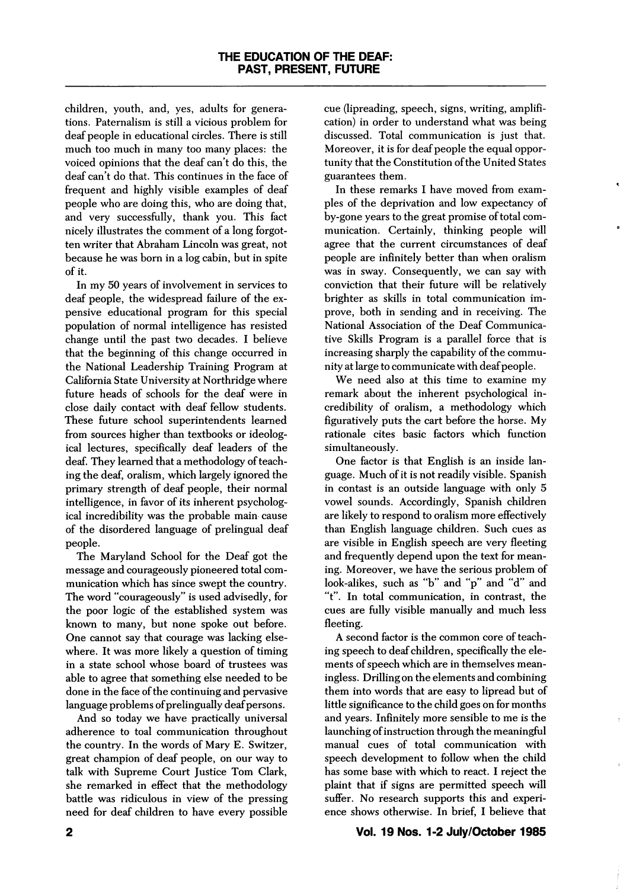children, youth, and, yes, adults for generations. Paternalism is still a vicious problem for deaf people in educational circles. There is still much too much in many too many places: the voiced opinions that the deaf can't do this, the deaf can't do that. This continues in the face of frequent and highly visible examples of deaf people who are doing this, who are doing that, and very successfully, thank you. This fact nicely illustrates the comment of a long forgotten writer that Abraham Lincoln was great, not because he was born in a log cabin, but in spite of it.

In my 50 years of involvement in services to deaf people, the widespread failure of the expensive educational program for this special population of normal intelligence has resisted change until the past two decades. I believe that the beginning of this change occurred in the National Leadership Training Program at California State University at Northridge where future heads of schools for the deaf were in close daily contact with deaf fellow students. These future school superintendents learned from sources higher than textbooks or ideological lectures, specifically deaf leaders of the deaf. They learned that a methodology of teaching the deaf, oralism, which largely ignored the primary strength of deaf people, their normal intelligence, in favor of its inherent psychological incredibility was the probable main cause of the disordered language of prelingual deaf people.

The Maryland School for the Deaf got the message and courageously pioneered total communication which has since swept the country. The word "courageously" is used advisedly, for the poor logic of the established system was known to many, but none spoke out before. One cannot say that courage was lacking elsewhere. It was more likely a question of timing in a state school whose board of trustees was able to agree that something else needed to be done in the face of the continuing and pervasive language problems of prelingually deaf persons.

And so today we have practically universal adherence to toal communication throughout the country. In the words of Mary E. Switzer, great champion of deaf people, on our way to talk with Supreme Court Justice Tom Clark, she remarked in effect that the methodology battle was ridiculous in view of the pressing need for deaf children to have every possible cue (lipreading, speech, signs, writing, amplification) in order to understand what was being discussed. Total communication is just that. Moreover, it is for deaf people the equal opportunity that the Constitution of the United States guarantees them.

In these remarks I have moved from examples of the deprivation and low expectancy of by-gone years to the great promise of total communication. Certainly, thinking people will agree that the current circumstances of deaf people are infinitely better than when oralism was in sway. Consequently, we can say with conviction that their future will be relatively brighter as skills in total communication improve, both in sending and in receiving. The National Association of the Deaf Communicative Skills Program is a parallel force that is increasing sharply the capability of the community at large to communicate with deaf people.

We need also at this time to examine my remark about the inherent psychological incredibility of oralism, a methodology which figuratively puts the cart before the horse. My rationale cites basic factors which function simultaneously.

One factor is that English is an inside language. Much of it is not readily visible. Spanish in contast is an outside language with only 5 vowel sounds. Accordingly, Spanish children are likely to respond to oralism more effectively than English language children. Such cues as are visible in English speech are very fleeting and frequently depend upon the text for meaning. Moreover, we have the serious problem of look-alikes, such as "b" and "p" and "d" and "t". In total communication, in contrast, the cues are fully visible manually and much less fleeting.

A second factor is the common core of teaching speech to deaf children, specifically the elements of speech which are in themselves meaningless. Drilling on the elements and combining them into words that are easy to lipread but of little significance to the child goes on for months and years. Infinitely more sensible to me is the launching of instruction through the meaningful manual cues of total communication with speech development to follow when the child has some base with which to react. I reject the plaint that if signs are permitted speech will suffer. No research supports this and experience shows otherwise. In brief, I believe that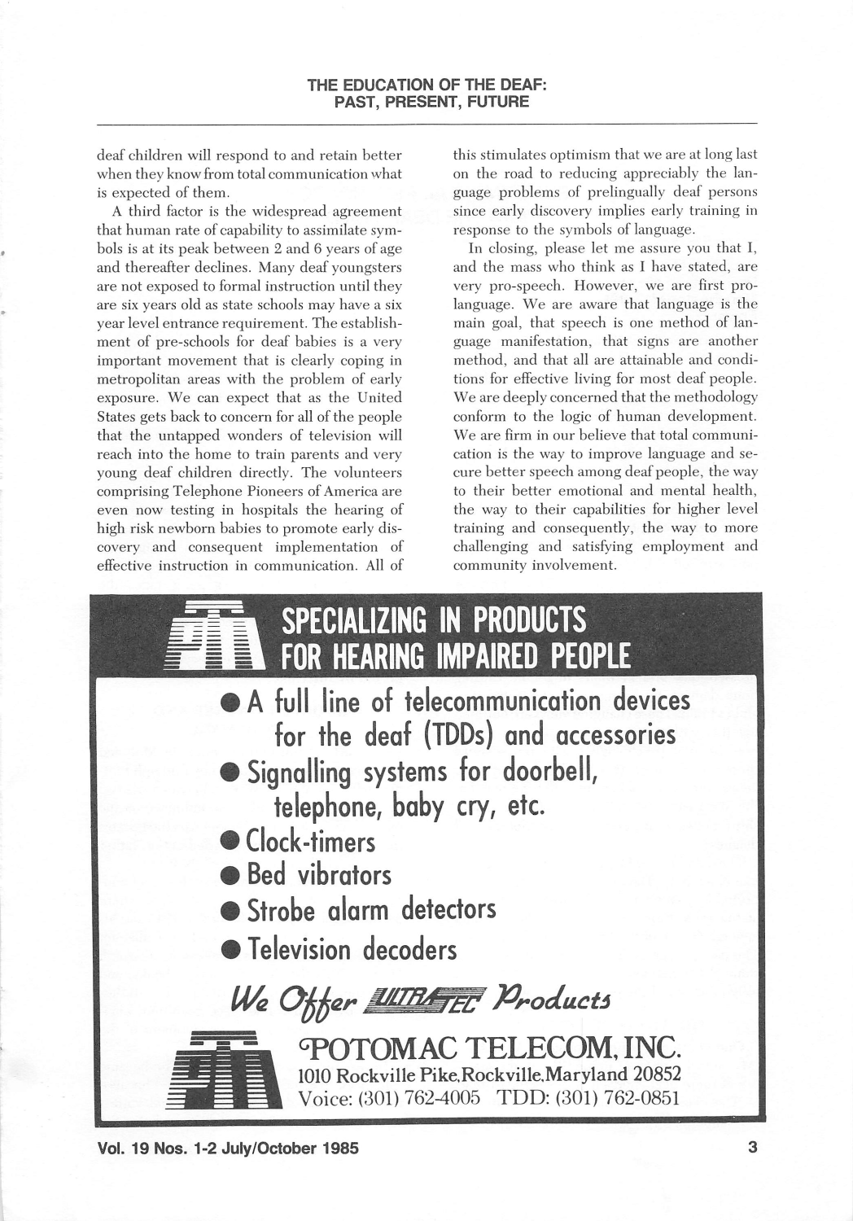deaf children will respond to and retain better when they know from total communication what is expected of them.

A third factor is the widespread agreement that human rate of capability to assimilate symbols is at its peak between 2 and 6 years of age and thereafter declines. Many deaf youngsters are not exposed to formal instruction until they are six years old as state schools may have a six year level entrance requirement. The establishment of pre-schools for deaf babies is a very important movement that is clearly coping in metropolitan areas with the problem of early exposure. We can expect that as the United States gets back to concern for all of the people that the untapped wonders of television will reach into the home to train parents and very young deaf children directly. The volunteers comprising Telephone Pioneers of America are even now testing in hospitals the hearing of high risk newborn babies to promote early discovery and consequent implementation of effective instruction in communication. All of this stimulates optimism that we are at long last on the road to reducing appreciably the language problems of prelingually deaf persons since early discovery implies early training in response to the symbols of language.

In closing, please let me assure you that I, and the mass who think as I have stated, are very pro-speech. However, we are first pro-language. We are aware that language is the main goal, that speech is one method of language manifestation, that signs are another method, and that all are attainable and conditions for effective living for most deaf people. We are deeply concerned that the methodology conform to the logic of human development. We are firm in our believe that total communication is the way to improve language and secure better speech among deaf people, the way to their better emotional and mental health, the way to their capabilities for higher level training and consequently, the way to more challenging and satisfying employment and community involvement.

**SPECIALIZING IN PRODUCTS FOR HEARING IMPAIRED PEOPLE**

- A full line of telecommunication devices for the deaf (TDDs) and accessories
- Signalling systems for doorbell, telephone, baby cry, etc.
- Clock-timers
- Bed vibrators
- Strobe alarm detectors
- Television decoders

*We Offer ULTRATEC Products*

**POTOMAC TELECOM, INC.**
1010 Rockville Pike, Rockville, Maryland 20852
Voice: (301) 762-4005 TDD: (301) 762-0851